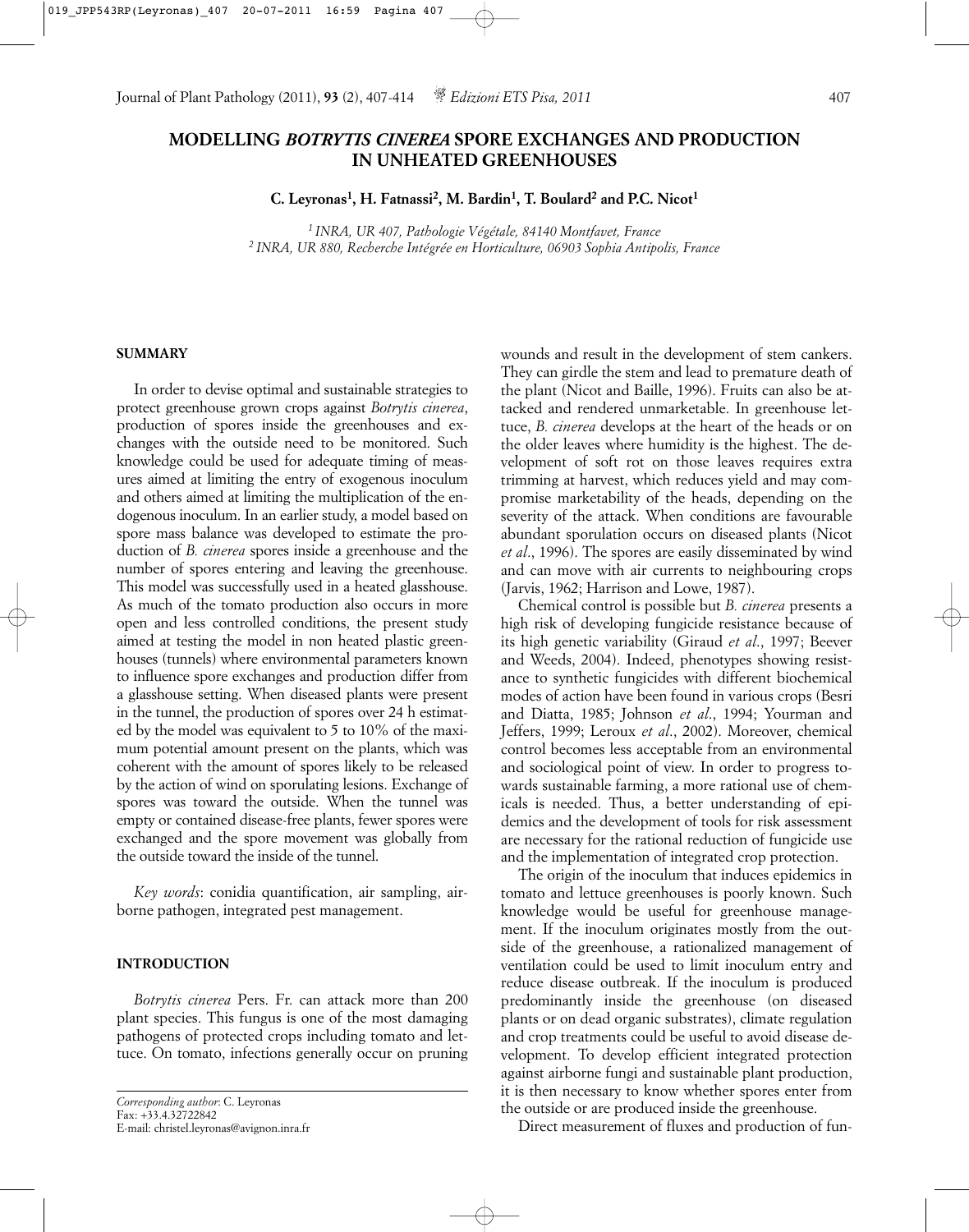# MODELLING *BOTRYTIS CINEREA* SPORE EXCHANGES AND PRODUCTION IN UNHEATED GREENHOUSES

**C. Leyronas[1], H. Fatnassi[2], M. Bardin[1], T. Boulard[2] and P.C. Nicot[1]**

*[1] INRA, UR 407, Pathologie Végétale, 84140 Montfavet, France*
*[2] INRA, UR 880, Recherche Intégrée en Horticulture, 06903 Sophia Antipolis, France*

## SUMMARY

In order to devise optimal and sustainable strategies to protect greenhouse grown crops against *Botrytis cinerea*, production of spores inside the greenhouses and exchanges with the outside need to be monitored. Such knowledge could be used for adequate timing of measures aimed at limiting the entry of exogenous inoculum and others aimed at limiting the multiplication of the endogenous inoculum. In an earlier study, a model based on spore mass balance was developed to estimate the production of *B. cinerea* spores inside a greenhouse and the number of spores entering and leaving the greenhouse. This model was successfully used in a heated glasshouse. As much of the tomato production also occurs in more open and less controlled conditions, the present study aimed at testing the model in non heated plastic greenhouses (tunnels) where environmental parameters known to influence spore exchanges and production differ from a glasshouse setting. When diseased plants were present in the tunnel, the production of spores over 24 h estimated by the model was equivalent to 5 to 10% of the maximum potential amount present on the plants, which was coherent with the amount of spores likely to be released by the action of wind on sporulating lesions. Exchange of spores was toward the outside. When the tunnel was empty or contained disease-free plants, fewer spores were exchanged and the spore movement was globally from the outside toward the inside of the tunnel.

*Key words*: conidia quantification, air sampling, airborne pathogen, integrated pest management.

## INTRODUCTION

*Botrytis cinerea* Pers. Fr. can attack more than 200 plant species. This fungus is one of the most damaging pathogens of protected crops including tomato and lettuce. On tomato, infections generally occur on pruning wounds and result in the development of stem cankers. They can girdle the stem and lead to premature death of the plant (Nicot and Baille, 1996). Fruits can also be attacked and rendered unmarketable. In greenhouse lettuce, *B. cinerea* develops at the heart of the heads or on the older leaves where humidity is the highest. The development of soft rot on those leaves requires extra trimming at harvest, which reduces yield and may compromise marketability of the heads, depending on the severity of the attack. When conditions are favourable abundant sporulation occurs on diseased plants (Nicot *et al*., 1996). The spores are easily disseminated by wind and can move with air currents to neighbouring crops (Jarvis, 1962; Harrison and Lowe, 1987).

Chemical control is possible but *B. cinerea* presents a high risk of developing fungicide resistance because of its high genetic variability (Giraud *et al*., 1997; Beever and Weeds, 2004). Indeed, phenotypes showing resistance to synthetic fungicides with different biochemical modes of action have been found in various crops (Besri and Diatta, 1985; Johnson *et al*., 1994; Yourman and Jeffers, 1999; Leroux *et al*., 2002). Moreover, chemical control becomes less acceptable from an environmental and sociological point of view. In order to progress towards sustainable farming, a more rational use of chemicals is needed. Thus, a better understanding of epidemics and the development of tools for risk assessment are necessary for the rational reduction of fungicide use and the implementation of integrated crop protection.

The origin of the inoculum that induces epidemics in tomato and lettuce greenhouses is poorly known. Such knowledge would be useful for greenhouse management. If the inoculum originates mostly from the outside of the greenhouse, a rationalized management of ventilation could be used to limit inoculum entry and reduce disease outbreak. If the inoculum is produced predominantly inside the greenhouse (on diseased plants or on dead organic substrates), climate regulation and crop treatments could be useful to avoid disease development. To develop efficient integrated protection against airborne fungi and sustainable plant production, it is then necessary to know whether spores enter from the outside or are produced inside the greenhouse.

Direct measurement of fluxes and production of fun-

*Corresponding author*: C. Leyronas
Fax: +33.4.32722842
E-mail: christel.leyronas@avignon.inra.fr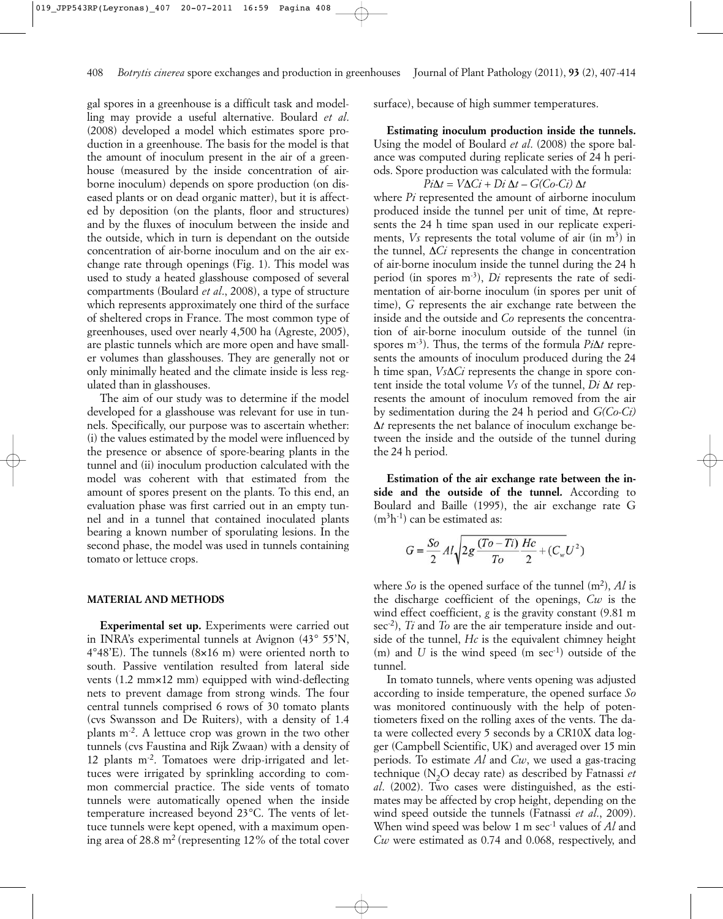gal spores in a greenhouse is a difficult task and modelling may provide a useful alternative. Boulard *et al.* (2008) developed a model which estimates spore production in a greenhouse. The basis for the model is that the amount of inoculum present in the air of a greenhouse (measured by the inside concentration of airborne inoculum) depends on spore production (on diseased plants or on dead organic matter), but it is affected by deposition (on the plants, floor and structures) and by the fluxes of inoculum between the inside and the outside, which in turn is dependant on the outside concentration of air-borne inoculum and on the air exchange rate through openings (Fig. 1). This model was used to study a heated glasshouse composed of several compartments (Boulard *et al*., 2008), a type of structure which represents approximately one third of the surface of sheltered crops in France. The most common type of greenhouses, used over nearly 4,500 ha (Agreste, 2005), are plastic tunnels which are more open and have smaller volumes than glasshouses. They are generally not or only minimally heated and the climate inside is less regulated than in glasshouses.

The aim of our study was to determine if the model developed for a glasshouse was relevant for use in tunnels. Specifically, our purpose was to ascertain whether: (i) the values estimated by the model were influenced by the presence or absence of spore-bearing plants in the tunnel and (ii) inoculum production calculated with the model was coherent with that estimated from the amount of spores present on the plants. To this end, an evaluation phase was first carried out in an empty tunnel and in a tunnel that contained inoculated plants bearing a known number of sporulating lesions. In the second phase, the model was used in tunnels containing tomato or lettuce crops.

## MATERIAL AND METHODS

**Experimental set up.** Experiments were carried out in INRA's experimental tunnels at Avignon (43° 55'N, 4°48'E). The tunnels (8×16 m) were oriented north to south. Passive ventilation resulted from lateral side vents (1.2 mm×12 mm) equipped with wind-deflecting nets to prevent damage from strong winds. The four central tunnels comprised 6 rows of 30 tomato plants (cvs Swansson and De Ruiters), with a density of 1.4 plants m$^{-2}$. A lettuce crop was grown in the two other tunnels (cvs Faustina and Rijk Zwaan) with a density of 12 plants m$^{-2}$. Tomatoes were drip-irrigated and lettuces were irrigated by sprinkling according to common commercial practice. The side vents of tomato tunnels were automatically opened when the inside temperature increased beyond 23°C. The vents of lettuce tunnels were kept opened, with a maximum opening area of 28.8 m$^2$ (representing 12% of the total cover surface), because of high summer temperatures.

**Estimating inoculum production inside the tunnels.** Using the model of Boulard *et al*. (2008) the spore balance was computed during replicate series of 24 h periods. Spore production was calculated with the formula:

$$Pi\Delta t = V\Delta Ci + Di\,\Delta t - G(Co\text{-}Ci)\,\Delta t$$

where $Pi$ represented the amount of airborne inoculum produced inside the tunnel per unit of time, $\Delta t$ represents the 24 h time span used in our replicate experiments, $Vs$ represents the total volume of air (in m$^3$) in the tunnel, $\Delta Ci$ represents the change in concentration of air-borne inoculum inside the tunnel during the 24 h period (in spores m$^{-3}$), $Di$ represents the rate of sedimentation of air-borne inoculum (in spores per unit of time), $G$ represents the air exchange rate between the inside and the outside and $Co$ represents the concentration of air-borne inoculum outside of the tunnel (in spores m$^{-3}$). Thus, the terms of the formula $Pi\Delta t$ represents the amounts of inoculum produced during the 24 h time span, $Vs\Delta Ci$ represents the change in spore content inside the total volume $Vs$ of the tunnel, $Di\,\Delta t$ represents the amount of inoculum removed from the air by sedimentation during the 24 h period and $G(Co\text{-}Ci)\,\Delta t$ represents the net balance of inoculum exchange between the inside and the outside of the tunnel during the 24 h period.

**Estimation of the air exchange rate between the inside and the outside of the tunnel.** According to Boulard and Baille (1995), the air exchange rate G (m$^3$h$^{-1}$) can be estimated as:

$$G = \frac{So}{2}\,Al\sqrt{2g\,\frac{(To-Ti)}{To}\,\frac{Hc}{2} + (C_w U^2)}$$

where $So$ is the opened surface of the tunnel (m$^2$), $Al$ is the discharge coefficient of the openings, $Cw$ is the wind effect coefficient, $g$ is the gravity constant (9.81 m sec$^{-2}$), $Ti$ and $To$ are the air temperature inside and outside of the tunnel, $Hc$ is the equivalent chimney height (m) and $U$ is the wind speed (m sec$^{-1}$) outside of the tunnel.

In tomato tunnels, where vents opening was adjusted according to inside temperature, the opened surface $So$ was monitored continuously with the help of potentiometers fixed on the rolling axes of the vents. The data were collected every 5 seconds by a CR10X data logger (Campbell Scientific, UK) and averaged over 15 min periods. To estimate $Al$ and $Cw$, we used a gas-tracing technique ($N_2O$ decay rate) as described by Fatnassi *et al.* (2002). Two cases were distinguished, as the estimates may be affected by crop height, depending on the wind speed outside the tunnels (Fatnassi *et al*., 2009). When wind speed was below 1 m sec$^{-1}$ values of $Al$ and $Cw$ were estimated as 0.74 and 0.068, respectively, and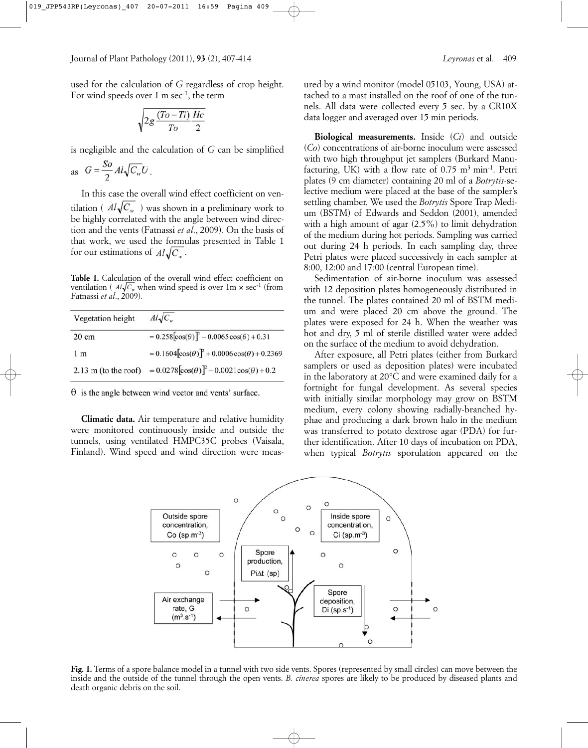used for the calculation of $G$ regardless of crop height. For wind speeds over 1 m sec$^{-1}$, the term

$$\sqrt{2g\frac{(To-Ti)}{To}\frac{Hc}{2}}$$

is negligible and the calculation of $G$ can be simplified as $G=\frac{So}{2}Al\sqrt{C_w}U$.

In this case the overall wind effect coefficient on ventilation ( $Al\sqrt{C_w}$ ) was shown in a preliminary work to be highly correlated with the angle between wind direction and the vents (Fatnassi *et al*., 2009). On the basis of that work, we used the formulas presented in Table 1 for our estimations of $Al\sqrt{C_w}$.

**Table 1.** Calculation of the overall wind effect coefficient on ventilation ( $Al\sqrt{C_w}$ when wind speed is over 1m × sec$^{-1}$ (from Fatnassi *et al*., 2009).

| Vegetation height | $Al\sqrt{C_w}$ |
|---|---|
| 20 cm | $=0.258[\cos(\theta)]^2-0.0065\cos(\theta)+0.31$ |
| 1 m | $=0.1604[\cos(\theta)]^2+0.0006\cos(\theta)+0.2369$ |
| 2.13 m (to the roof) | $=0.0278[\cos(\theta)]^2-0.0021\cos(\theta)+0.2$ |

$\theta$ is the angle between wind vector and vents' surface.

**Climatic data.** Air temperature and relative humidity were monitored continuously inside and outside the tunnels, using ventilated HMPC35C probes (Vaisala, Finland). Wind speed and wind direction were measured by a wind monitor (model 05103, Young, USA) attached to a mast installed on the roof of one of the tunnels. All data were collected every 5 sec. by a CR10X data logger and averaged over 15 min periods.

**Biological measurements.** Inside ($Ci$) and outside ($Co$) concentrations of air-borne inoculum were assessed with two high throughput jet samplers (Burkard Manufacturing, UK) with a flow rate of 0.75 m$^3$ min$^{-1}$. Petri plates (9 cm diameter) containing 20 ml of a *Botrytis*-selective medium were placed at the base of the sampler's settling chamber. We used the *Botrytis* Spore Trap Medium (BSTM) of Edwards and Seddon (2001), amended with a high amount of agar (2.5%) to limit dehydration of the medium during hot periods. Sampling was carried out during 24 h periods. In each sampling day, three Petri plates were placed successively in each sampler at 8:00, 12:00 and 17:00 (central European time).

Sedimentation of air-borne inoculum was assessed with 12 deposition plates homogeneously distributed in the tunnel. The plates contained 20 ml of BSTM medium and were placed 20 cm above the ground. The plates were exposed for 24 h. When the weather was hot and dry, 5 ml of sterile distilled water were added on the surface of the medium to avoid dehydration.

After exposure, all Petri plates (either from Burkard samplers or used as deposition plates) were incubated in the laboratory at 20°C and were examined daily for a fortnight for fungal development. As several species with initially similar morphology may grow on BSTM medium, every colony showing radially-branched hyphae and producing a dark brown halo in the medium was transferred to potato dextrose agar (PDA) for further identification. After 10 days of incubation on PDA, when typical *Botrytis* sporulation appeared on the

**Fig. 1.** Terms of a spore balance model in a tunnel with two side vents. Spores (represented by small circles) can move between the inside and the outside of the tunnel through the open vents. *B. cinerea* spores are likely to be produced by diseased plants and death organic debris on the soil.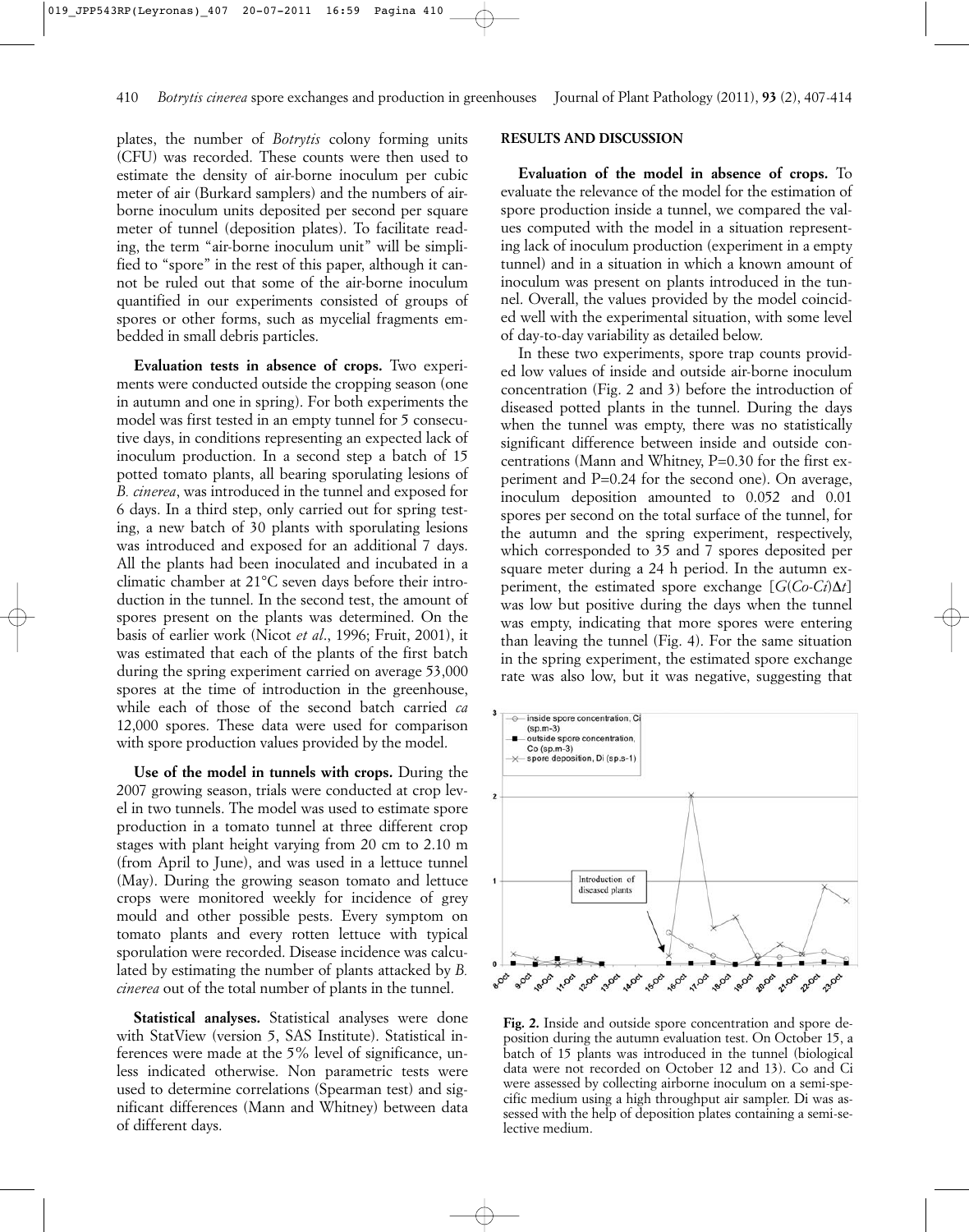plates, the number of *Botrytis* colony forming units (CFU) was recorded. These counts were then used to estimate the density of air-borne inoculum per cubic meter of air (Burkard samplers) and the numbers of air-borne inoculum units deposited per second per square meter of tunnel (deposition plates). To facilitate reading, the term "air-borne inoculum unit" will be simplified to "spore" in the rest of this paper, although it cannot be ruled out that some of the air-borne inoculum quantified in our experiments consisted of groups of spores or other forms, such as mycelial fragments embedded in small debris particles.

**Evaluation tests in absence of crops.** Two experiments were conducted outside the cropping season (one in autumn and one in spring). For both experiments the model was first tested in an empty tunnel for 5 consecutive days, in conditions representing an expected lack of inoculum production. In a second step a batch of 15 potted tomato plants, all bearing sporulating lesions of *B. cinerea*, was introduced in the tunnel and exposed for 6 days. In a third step, only carried out for spring testing, a new batch of 30 plants with sporulating lesions was introduced and exposed for an additional 7 days. All the plants had been inoculated and incubated in a climatic chamber at 21°C seven days before their introduction in the tunnel. In the second test, the amount of spores present on the plants was determined. On the basis of earlier work (Nicot *et al*., 1996; Fruit, 2001), it was estimated that each of the plants of the first batch during the spring experiment carried on average 53,000 spores at the time of introduction in the greenhouse, while each of those of the second batch carried *ca* 12,000 spores. These data were used for comparison with spore production values provided by the model.

**Use of the model in tunnels with crops.** During the 2007 growing season, trials were conducted at crop level in two tunnels. The model was used to estimate spore production in a tomato tunnel at three different crop stages with plant height varying from 20 cm to 2.10 m (from April to June), and was used in a lettuce tunnel (May). During the growing season tomato and lettuce crops were monitored weekly for incidence of grey mould and other possible pests. Every symptom on tomato plants and every rotten lettuce with typical sporulation were recorded. Disease incidence was calculated by estimating the number of plants attacked by *B. cinerea* out of the total number of plants in the tunnel.

**Statistical analyses.** Statistical analyses were done with StatView (version 5, SAS Institute). Statistical inferences were made at the 5% level of significance, unless indicated otherwise. Non parametric tests were used to determine correlations (Spearman test) and significant differences (Mann and Whitney) between data of different days.

## RESULTS AND DISCUSSION

**Evaluation of the model in absence of crops.** To evaluate the relevance of the model for the estimation of spore production inside a tunnel, we compared the values computed with the model in a situation representing lack of inoculum production (experiment in a empty tunnel) and in a situation in which a known amount of inoculum was present on plants introduced in the tunnel. Overall, the values provided by the model coincided well with the experimental situation, with some level of day-to-day variability as detailed below.

In these two experiments, spore trap counts provided low values of inside and outside air-borne inoculum concentration (Fig. 2 and 3) before the introduction of diseased potted plants in the tunnel. During the days when the tunnel was empty, there was no statistically significant difference between inside and outside concentrations (Mann and Whitney, $P=0.30$ for the first experiment and $P=0.24$ for the second one). On average, inoculum deposition amounted to 0.052 and 0.01 spores per second on the total surface of the tunnel, for the autumn and the spring experiment, respectively, which corresponded to 35 and 7 spores deposited per square meter during a 24 h period. In the autumn experiment, the estimated spore exchange [$G(Co\text{-}Ci)\Delta t$] was low but positive during the days when the tunnel was empty, indicating that more spores were entering than leaving the tunnel (Fig. 4). For the same situation in the spring experiment, the estimated spore exchange rate was also low, but it was negative, suggesting that

**Fig. 2.** Inside and outside spore concentration and spore deposition during the autumn evaluation test. On October 15, a batch of 15 plants was introduced in the tunnel (biological data were not recorded on October 12 and 13). Co and Ci were assessed by collecting airborne inoculum on a semi-specific medium using a high throughput air sampler. Di was assessed with the help of deposition plates containing a semi-selective medium.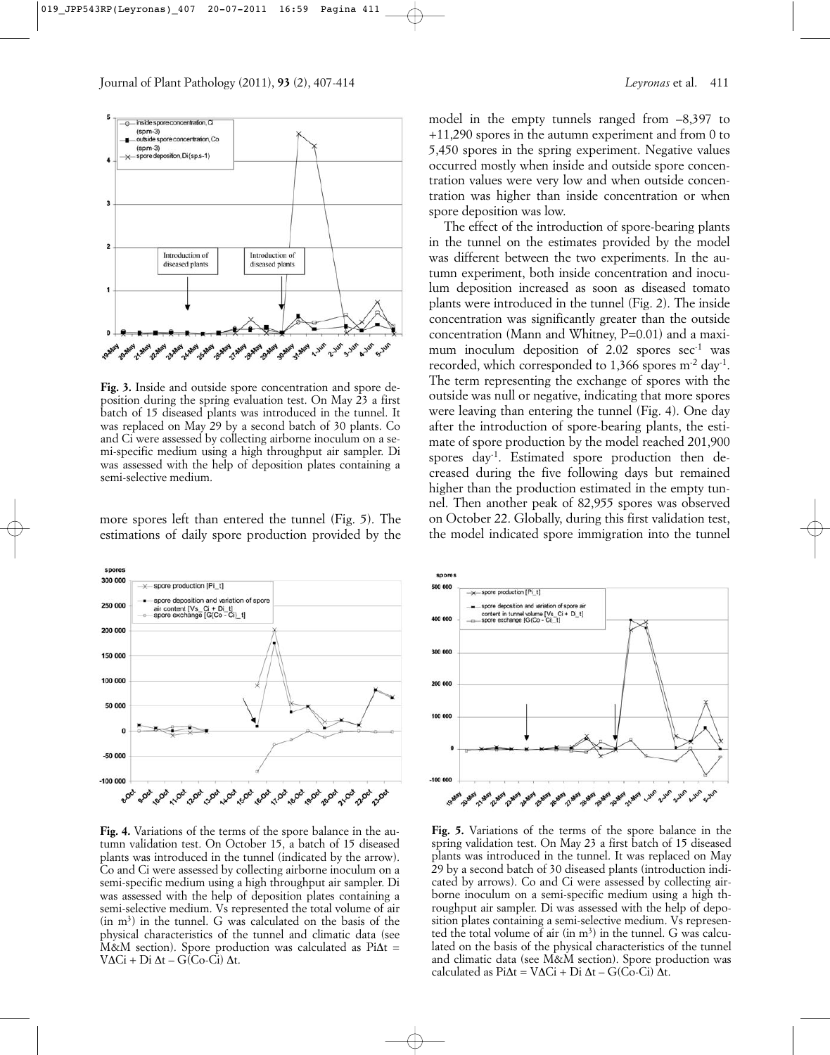**Fig. 3.** Inside and outside spore concentration and spore deposition during the spring evaluation test. On May 23 a first batch of 15 diseased plants was introduced in the tunnel. It was replaced on May 29 by a second batch of 30 plants. Co and Ci were assessed by collecting airborne inoculum on a semi-specific medium using a high throughput air sampler. Di was assessed with the help of deposition plates containing a semi-selective medium.

more spores left than entered the tunnel (Fig. 5). The estimations of daily spore production provided by the model in the empty tunnels ranged from –8,397 to +11,290 spores in the autumn experiment and from 0 to 5,450 spores in the spring experiment. Negative values occurred mostly when inside and outside spore concentration values were very low and when outside concentration was higher than inside concentration or when spore deposition was low.

The effect of the introduction of spore-bearing plants in the tunnel on the estimates provided by the model was different between the two experiments. In the autumn experiment, both inside concentration and inoculum deposition increased as soon as diseased tomato plants were introduced in the tunnel (Fig. 2). The inside concentration was significantly greater than the outside concentration (Mann and Whitney, $P=0.01$) and a maximum inoculum deposition of 2.02 spores $sec^{-1}$ was recorded, which corresponded to 1,366 spores $m^{-2}$ $day^{-1}$. The term representing the exchange of spores with the outside was null or negative, indicating that more spores were leaving than entering the tunnel (Fig. 4). One day after the introduction of spore-bearing plants, the estimate of spore production by the model reached 201,900 spores $day^{-1}$. Estimated spore production then decreased during the five following days but remained higher than the production estimated in the empty tunnel. Then another peak of 82,955 spores was observed on October 22. Globally, during this first validation test, the model indicated spore immigration into the tunnel

**Fig. 4.** Variations of the terms of the spore balance in the autumn validation test. On October 15, a batch of 15 diseased plants was introduced in the tunnel (indicated by the arrow). Co and Ci were assessed by collecting airborne inoculum on a semi-specific medium using a high throughput air sampler. Di was assessed with the help of deposition plates containing a semi-selective medium. Vs represented the total volume of air (in $m^3$) in the tunnel. G was calculated on the basis of the physical characteristics of the tunnel and climatic data (see M&M section). Spore production was calculated as $Pi\Delta t = V\Delta Ci + Di\,\Delta t - G(Co\text{-}Ci)\,\Delta t$.

**Fig. 5.** Variations of the terms of the spore balance in the spring validation test. On May 23 a first batch of 15 diseased plants was introduced in the tunnel. It was replaced on May 29 by a second batch of 30 diseased plants (introduction indicated by arrows). Co and Ci were assessed by collecting airborne inoculum on a semi-specific medium using a high throughput air sampler. Di was assessed with the help of deposition plates containing a semi-selective medium. Vs represented the total volume of air (in $m^3$) in the tunnel. G was calculated on the basis of the physical characteristics of the tunnel and climatic data (see M&M section). Spore production was calculated as $Pi\Delta t = V\Delta Ci + Di\,\Delta t - G(Co\text{-}Ci)\,\Delta t$.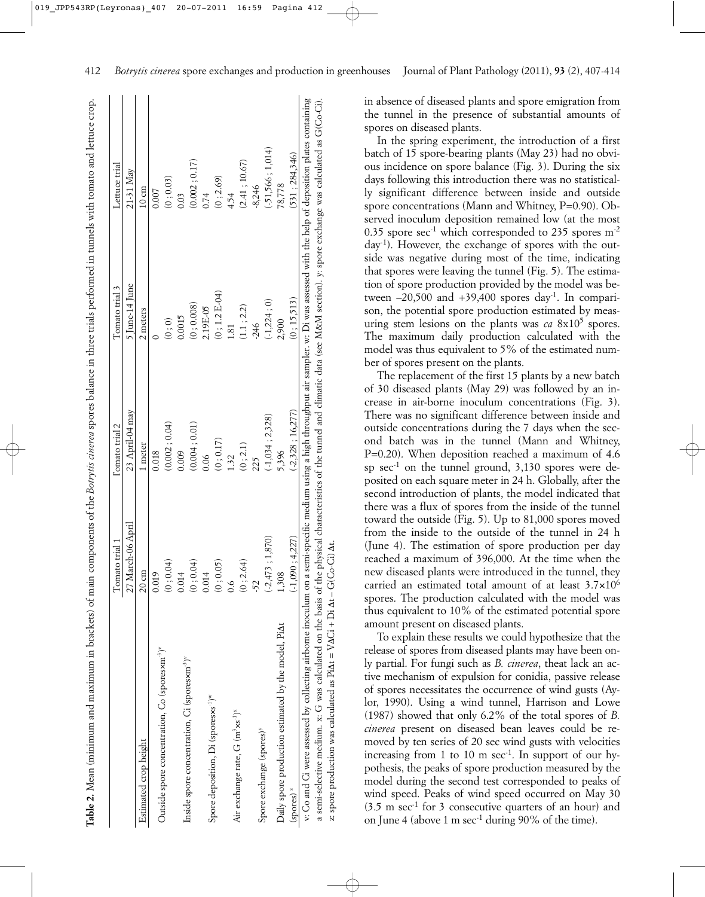**Table 2.** Mean (minimum and maximum in brackets) of main components of the *Botrytis cinerea* spores balance in three trials performed in tunnels with tomato and lettuce crop.

| | Tomato trial 1 | Tomato trial 2 | Tomato trial 3 | Lettuce trial |
|---|---|---|---|---|
| | 27 March-06 April | 23 April-04 may | 5 June-14 June | 21-31 May |
| Estimated crop height | 20 cm | 1 meter | 2 meters | 10 cm |
| Outside spore concentration, Co (spores×m$^{-3}$)$^{v}$ | 0.019 | 0.018 | 0 | 0.007 |
| | (0 ; 0.04) | (0.002 ; 0.04) | (0 ; 0) | (0 ; 0.03) |
| Inside spore concentration, Ci (spores×m$^{-3}$)$^{v}$ | 0.014 | 0.009 | 0.0015 | 0.03 |
| | (0 ; 0.04) | (0.004 ; 0.01) | (0 ; 0.008) | (0.002 ; 0.17) |
| Spore deposition, Di (spores×s$^{-1}$)$^{w}$ | 0.014 | 0.06 | 2.19E-05 | 0.74 |
| | (0 ; 0.05) | (0 ; 0.17) | (0 ; 1.2 E-04) | (0 ; 2.69) |
| Air exchange rate, G (m$^{3}$×s$^{-1}$)$^{x}$ | 0.6 | 1.32 | 1.81 | 4.54 |
| | (0 ; 2.64) | (0 ; 2.1) | (1.1 ; 2.2) | (2.41 ; 10.67) |
| Spore exchange (spores)$^{y}$ | -52 | 225 | -246 | -8,246 |
| | (-2,473 ; 1,870) | (-1,034 ; 2,328) | (-1,224 ; 0) | (-51,566 ; 1,014) |
| Daily spore production estimated by the model, PiΔt | 1,308 | 5,396 | 2,900 | 78,778 |
| (spores)$^{z}$ | (-1,090 ; 4,227) | (-2,328 ; 16,277) | (0 ; 15,513) | (531 ; 284,346) |

v: Co and Ci were assessed by collecting airborne inoculum on a semi-specific medium using a high throughput air sampler. w: Di was assessed with the help of deposition plates containing a semi-selective medium. x: G was calculated on the basis of the physical characteristics of the tunnel and climatic data (see M&M section). y: spore exchange was calculated as G(Co-Ci).
z: spore production was calculated as PiΔt = VΔCi + Di Δt – G(Co-Ci) Δt.

in absence of diseased plants and spore emigration from the tunnel in the presence of substantial amounts of spores on diseased plants.

In the spring experiment, the introduction of a first batch of 15 spore-bearing plants (May 23) had no obvious incidence on spore balance (Fig. 3). During the six days following this introduction there was no statistically significant difference between inside and outside spore concentrations (Mann and Whitney, P=0.90). Observed inoculum deposition remained low (at the most 0.35 spore sec$^{-1}$ which corresponded to 235 spores m$^{-2}$ day$^{-1}$). However, the exchange of spores with the outside was negative during most of the time, indicating that spores were leaving the tunnel (Fig. 5). The estimation of spore production provided by the model was between –20,500 and +39,400 spores day$^{-1}$. In comparison, the potential spore production estimated by measuring stem lesions on the plants was *ca* $8\times10^{5}$ spores. The maximum daily production calculated with the model was thus equivalent to 5% of the estimated number of spores present on the plants.

The replacement of the first 15 plants by a new batch of 30 diseased plants (May 29) was followed by an increase in air-borne inoculum concentrations (Fig. 3). There was no significant difference between inside and outside concentrations during the 7 days when the second batch was in the tunnel (Mann and Whitney, P=0.20). When deposition reached a maximum of 4.6 sp sec$^{-1}$ on the tunnel ground, 3,130 spores were deposited on each square meter in 24 h. Globally, after the second introduction of plants, the model indicated that there was a flux of spores from the inside of the tunnel toward the outside (Fig. 5). Up to 81,000 spores moved from the inside to the outside of the tunnel in 24 h (June 4). The estimation of spore production per day reached a maximum of 396,000. At the time when the new diseased plants were introduced in the tunnel, they carried an estimated total amount of at least $3.7\times10^{6}$ spores. The production calculated with the model was thus equivalent to 10% of the estimated potential spore amount present on diseased plants.

To explain these results we could hypothesize that the release of spores from diseased plants may have been only partial. For fungi such as *B. cinerea*, theat lack an active mechanism of expulsion for conidia, passive release of spores necessitates the occurrence of wind gusts (Aylor, 1990). Using a wind tunnel, Harrison and Lowe (1987) showed that only 6.2% of the total spores of *B. cinerea* present on diseased bean leaves could be removed by ten series of 20 sec wind gusts with velocities increasing from 1 to 10 m sec$^{-1}$. In support of our hypothesis, the peaks of spore production measured by the model during the second test corresponded to peaks of wind speed. Peaks of wind speed occurred on May 30 (3.5 m sec$^{-1}$ for 3 consecutive quarters of an hour) and on June 4 (above 1 m sec$^{-1}$ during 90% of the time).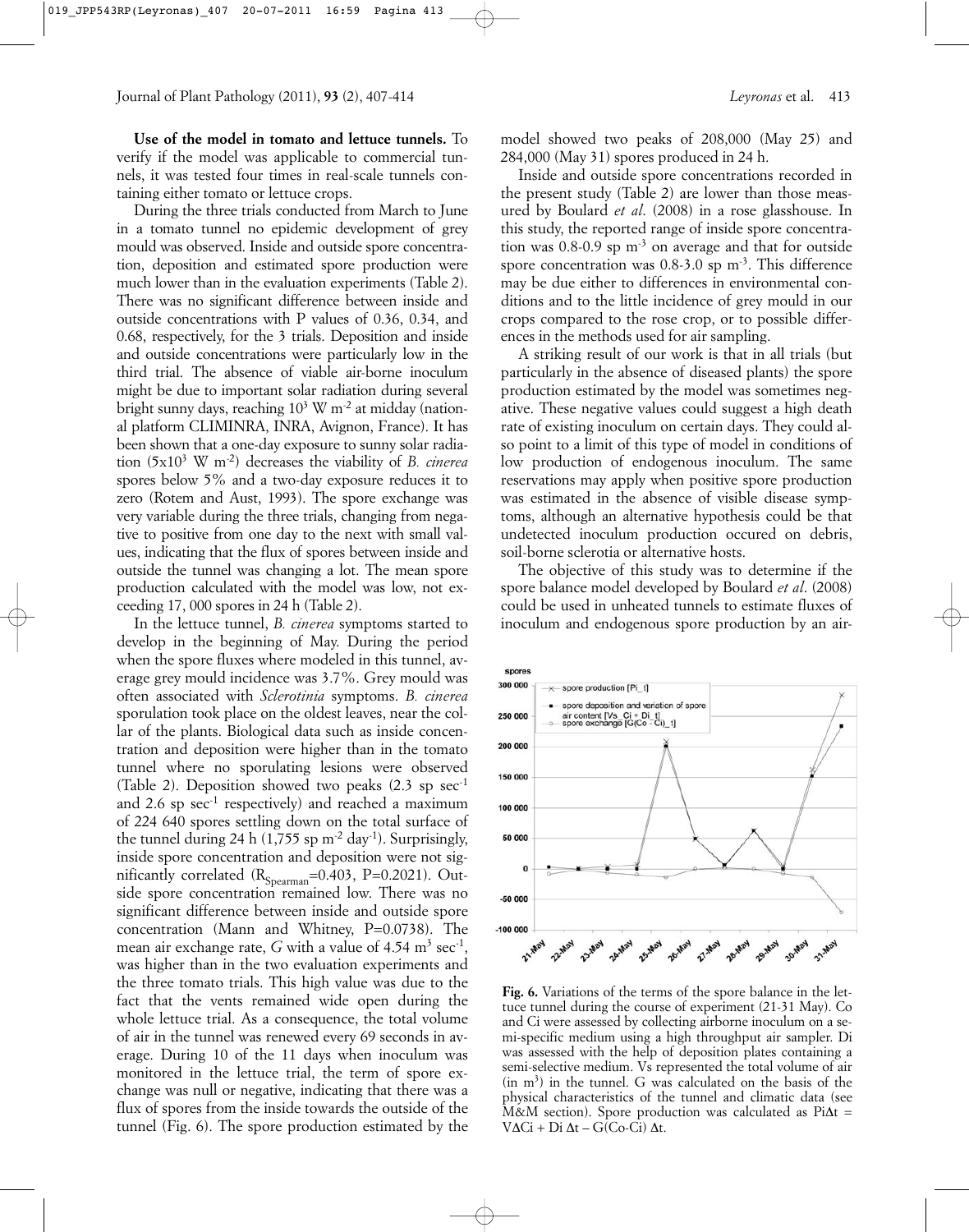**Use of the model in tomato and lettuce tunnels.** To verify if the model was applicable to commercial tunnels, it was tested four times in real-scale tunnels containing either tomato or lettuce crops.

During the three trials conducted from March to June in a tomato tunnel no epidemic development of grey mould was observed. Inside and outside spore concentration, deposition and estimated spore production were much lower than in the evaluation experiments (Table 2). There was no significant difference between inside and outside concentrations with P values of 0.36, 0.34, and 0.68, respectively, for the 3 trials. Deposition and inside and outside concentrations were particularly low in the third trial. The absence of viable air-borne inoculum might be due to important solar radiation during several bright sunny days, reaching $10^3$ W m$^{-2}$ at midday (national platform CLIMINRA, INRA, Avignon, France). It has been shown that a one-day exposure to sunny solar radiation ($5x10^3$ W m$^{-2}$) decreases the viability of *B. cinerea* spores below 5% and a two-day exposure reduces it to zero (Rotem and Aust, 1993). The spore exchange was very variable during the three trials, changing from negative to positive from one day to the next with small values, indicating that the flux of spores between inside and outside the tunnel was changing a lot. The mean spore production calculated with the model was low, not exceeding 17, 000 spores in 24 h (Table 2).

In the lettuce tunnel, *B. cinerea* symptoms started to develop in the beginning of May. During the period when the spore fluxes where modeled in this tunnel, average grey mould incidence was 3.7%. Grey mould was often associated with *Sclerotinia* symptoms. *B. cinerea* sporulation took place on the oldest leaves, near the collar of the plants. Biological data such as inside concentration and deposition were higher than in the tomato tunnel where no sporulating lesions were observed (Table 2). Deposition showed two peaks (2.3 sp sec$^{-1}$ and 2.6 sp sec$^{-1}$ respectively) and reached a maximum of 224 640 spores settling down on the total surface of the tunnel during 24 h (1,755 sp m$^{-2}$ day$^{-1}$). Surprisingly, inside spore concentration and deposition were not significantly correlated ($R_{Spearman}$=0.403, P=0.2021). Outside spore concentration remained low. There was no significant difference between inside and outside spore concentration (Mann and Whitney, P=0.0738). The mean air exchange rate, *G* with a value of 4.54 m$^3$ sec$^{-1}$, was higher than in the two evaluation experiments and the three tomato trials. This high value was due to the fact that the vents remained wide open during the whole lettuce trial. As a consequence, the total volume of air in the tunnel was renewed every 69 seconds in average. During 10 of the 11 days when inoculum was monitored in the lettuce trial, the term of spore exchange was null or negative, indicating that there was a flux of spores from the inside towards the outside of the tunnel (Fig. 6). The spore production estimated by the model showed two peaks of 208,000 (May 25) and 284,000 (May 31) spores produced in 24 h.

Inside and outside spore concentrations recorded in the present study (Table 2) are lower than those measured by Boulard *et al*. (2008) in a rose glasshouse. In this study, the reported range of inside spore concentration was 0.8-0.9 sp m$^{-3}$ on average and that for outside spore concentration was 0.8-3.0 sp m$^{-3}$. This difference may be due either to differences in environmental conditions and to the little incidence of grey mould in our crops compared to the rose crop, or to possible differences in the methods used for air sampling.

A striking result of our work is that in all trials (but particularly in the absence of diseased plants) the spore production estimated by the model was sometimes negative. These negative values could suggest a high death rate of existing inoculum on certain days. They could also point to a limit of this type of model in conditions of low production of endogenous inoculum. The same reservations may apply when positive spore production was estimated in the absence of visible disease symptoms, although an alternative hypothesis could be that undetected inoculum production occured on debris, soil-borne sclerotia or alternative hosts.

The objective of this study was to determine if the spore balance model developed by Boulard *et al*. (2008) could be used in unheated tunnels to estimate fluxes of inoculum and endogenous spore production by an air-

**Fig. 6.** Variations of the terms of the spore balance in the lettuce tunnel during the course of experiment (21-31 May). Co and Ci were assessed by collecting airborne inoculum on a semi-specific medium using a high throughput air sampler. Di was assessed with the help of deposition plates containing a semi-selective medium. Vs represented the total volume of air (in m$^3$) in the tunnel. G was calculated on the basis of the physical characteristics of the tunnel and climatic data (see M&M section). Spore production was calculated as $Pi\Delta t = V\Delta Ci + Di\ \Delta t - G(Co\text{-}Ci)\ \Delta t$.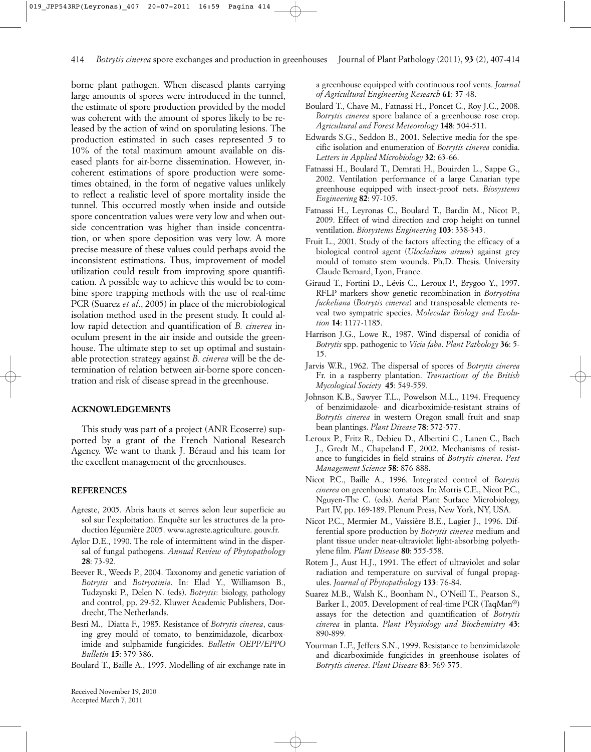borne plant pathogen. When diseased plants carrying large amounts of spores were introduced in the tunnel, the estimate of spore production provided by the model was coherent with the amount of spores likely to be released by the action of wind on sporulating lesions. The production estimated in such cases represented 5 to 10% of the total maximum amount available on diseased plants for air-borne dissemination. However, incoherent estimations of spore production were sometimes obtained, in the form of negative values unlikely to reflect a realistic level of spore mortality inside the tunnel. This occurred mostly when inside and outside spore concentration values were very low and when outside concentration was higher than inside concentration, or when spore deposition was very low. A more precise measure of these values could perhaps avoid the inconsistent estimations. Thus, improvement of model utilization could result from improving spore quantification. A possible way to achieve this would be to combine spore trapping methods with the use of real-time PCR (Suarez *et al*., 2005) in place of the microbiological isolation method used in the present study. It could allow rapid detection and quantification of *B. cinerea* inoculum present in the air inside and outside the greenhouse. The ultimate step to set up optimal and sustainable protection strategy against *B. cinerea* will be the determination of relation between air-borne spore concentration and risk of disease spread in the greenhouse.

## ACKNOWLEDGEMENTS

This study was part of a project (ANR Ecoserre) supported by a grant of the French National Research Agency. We want to thank J. Béraud and his team for the excellent management of the greenhouses.

## REFERENCES

Agreste, 2005. Abris hauts et serres selon leur superficie au sol sur l'exploitation. Enquête sur les structures de la production légumière 2005. www.agreste.agriculture. gouv.fr.

Aylor D.E., 1990. The role of intermittent wind in the dispersal of fungal pathogens. *Annual Review of Phytopathology* **28**: 73-92.

Beever R., Weeds P., 2004. Taxonomy and genetic variation of *Botrytis* and *Botryotinia*. In: Elad Y., Williamson B., Tudzynski P., Delen N. (eds). *Botrytis*: biology, pathology and control, pp. 29-52. Kluwer Academic Publishers, Dordrecht, The Netherlands.

Besri M., Diatta F., 1985. Resistance of *Botrytis cinerea*, causing grey mould of tomato, to benzimidazole, dicarboximide and sulphamide fungicides. *Bulletin OEPP/EPPO Bulletin* **15**: 379-386.

Boulard T., Baille A., 1995. Modelling of air exchange rate in a greenhouse equipped with continuous roof vents. *Journal of Agricultural Engineering Research* **61**: 37-48.

Boulard T., Chave M., Fatnassi H., Poncet C., Roy J.C., 2008. *Botrytis cinerea* spore balance of a greenhouse rose crop. *Agricultural and Forest Meteorology* **148**: 504-511.

Edwards S.G., Seddon B., 2001. Selective media for the specific isolation and enumeration of *Botrytis cinerea* conidia. *Letters in Applied Microbiology* **32**: 63-66.

Fatnassi H., Boulard T., Demrati H., Bouirden L., Sappe G., 2002. Ventilation performance of a large Canarian type greenhouse equipped with insect-proof nets. *Biosystems Engineering* **82**: 97-105.

Fatnassi H., Leyronas C., Boulard T., Bardin M., Nicot P., 2009. Effect of wind direction and crop height on tunnel ventilation. *Biosystems Engineering* **103**: 338-343.

Fruit L., 2001. Study of the factors affecting the efficacy of a biological control agent (*Ulocladium atrum*) against grey mould of tomato stem wounds. Ph.D. Thesis. University Claude Bernard, Lyon, France.

Giraud T., Fortini D., Lévis C., Leroux P., Brygoo Y., 1997. RFLP markers show genetic recombination in *Botryotina fuckeliana* (*Botrytis cinerea*) and transposable elements reveal two sympatric species. *Molecular Biology and Evolution* **14**: 1177-1185.

Harrison J.G., Lowe R., 1987. Wind dispersal of conidia of *Botrytis* spp. pathogenic to *Vicia faba*. *Plant Pathology* **36**: 5-15.

Jarvis W.R., 1962. The dispersal of spores of *Botrytis cinerea* Fr. in a raspberry plantation. *Transactions of the British Mycological Society* **45**: 549-559.

Johnson K.B., Sawyer T.L., Powelson M.L., 1194. Frequency of benzimidazole- and dicarboximide-resistant strains of *Botrytis cinerea* in western Oregon small fruit and snap bean plantings. *Plant Disease* **78**: 572-577.

Leroux P., Fritz R., Debieu D., Albertini C., Lanen C., Bach J., Gredt M., Chapeland F., 2002. Mechanisms of resistance to fungicides in field strains of *Botrytis cinerea*. *Pest Management Science* **58**: 876-888.

Nicot P.C., Baille A., 1996. Integrated control of *Botrytis cinerea* on greenhouse tomatoes. In: Morris C.E., Nicot P.C., Nguyen-The C. (eds). Aerial Plant Surface Microbiology, Part IV, pp. 169-189. Plenum Press, New York, NY, USA.

Nicot P.C., Mermier M., Vaissière B.E., Lagier J., 1996. Differential spore production by *Botrytis cinerea* medium and plant tissue under near-ultraviolet light-absorbing polyethylene film. *Plant Disease* **80**: 555-558.

Rotem J., Aust H.J., 1991. The effect of ultraviolet and solar radiation and temperature on survival of fungal propagules. *Journal of Phytopathology* **133**: 76-84.

Suarez M.B., Walsh K., Boonham N., O'Neill T., Pearson S., Barker I., 2005. Development of real-time PCR (TaqMan®) assays for the detection and quantification of *Botrytis cinerea* in planta. *Plant Physiology and Biochemistry* **43**: 890-899.

Yourman L.F., Jeffers S.N., 1999. Resistance to benzimidazole and dicarboximide fungicides in greenhouse isolates of *Botrytis cinerea*. *Plant Disease* **83**: 569-575.

Received November 19, 2010
Accepted March 7, 2011